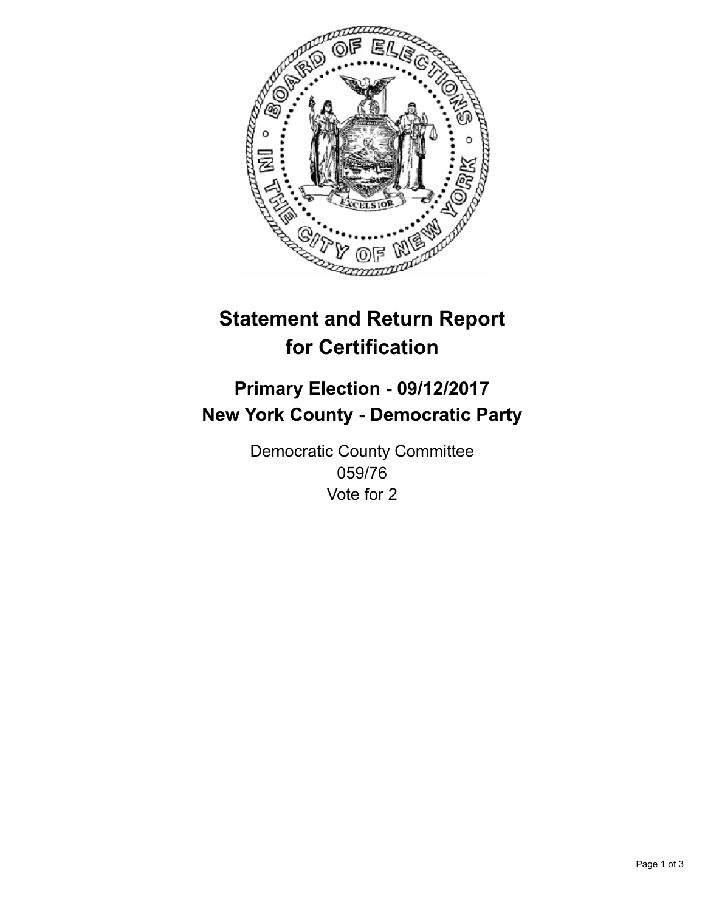# Statement and Return Report for Certification

## Primary Election - 09/12/2017
## New York County - Democratic Party

Democratic County Committee
059/76
Vote for 2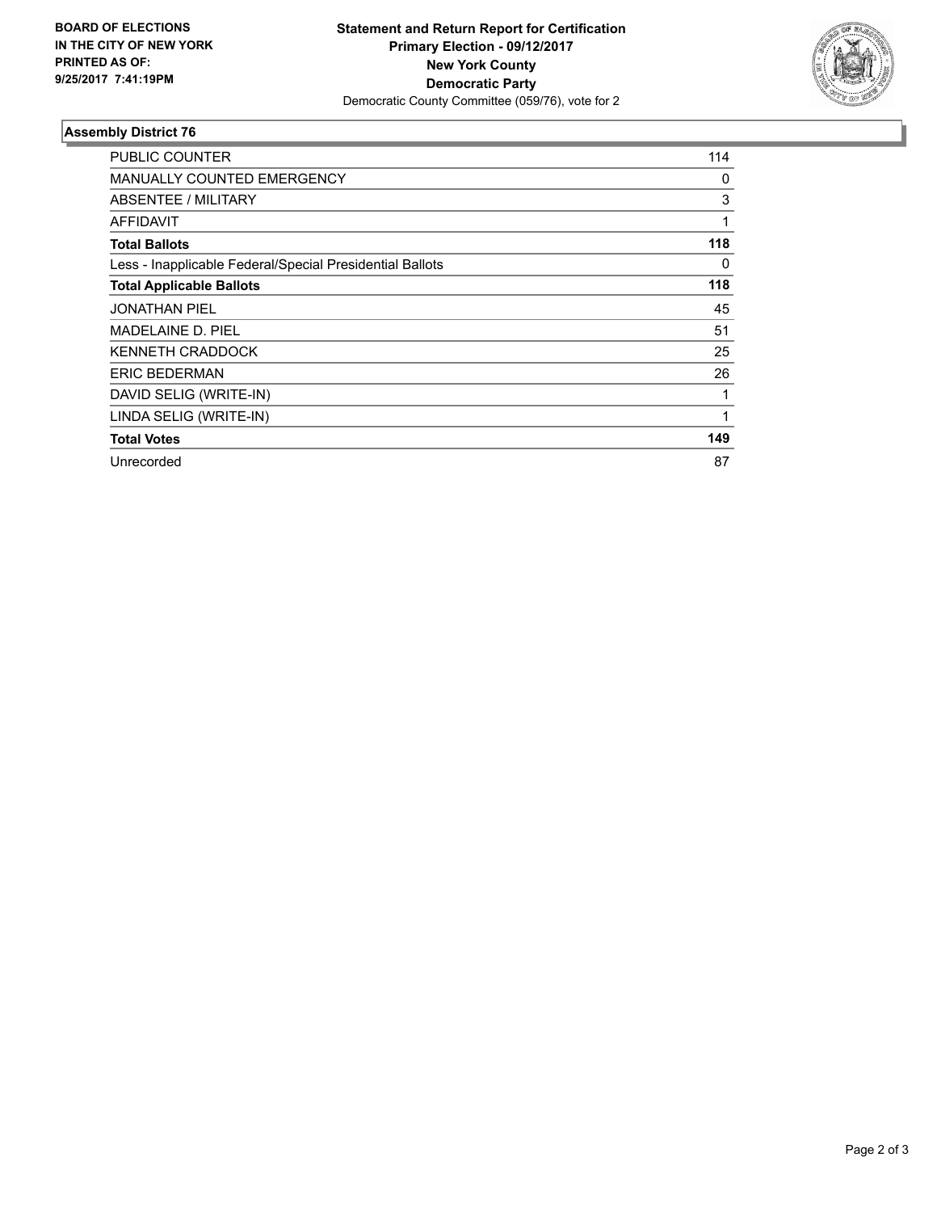**BOARD OF ELECTIONS IN THE CITY OF NEW YORK PRINTED AS OF: 9/25/2017 7:41:19PM**

**Statement and Return Report for Certification**
**Primary Election - 09/12/2017**
**New York County**
**Democratic Party**
Democratic County Committee (059/76), vote for 2

## Assembly District 76

| | |
|---|---|
| PUBLIC COUNTER | 114 |
| MANUALLY COUNTED EMERGENCY | 0 |
| ABSENTEE / MILITARY | 3 |
| AFFIDAVIT | 1 |
| **Total Ballots** | **118** |
| Less - Inapplicable Federal/Special Presidential Ballots | 0 |
| **Total Applicable Ballots** | **118** |
| JONATHAN PIEL | 45 |
| MADELAINE D. PIEL | 51 |
| KENNETH CRADDOCK | 25 |
| ERIC BEDERMAN | 26 |
| DAVID SELIG (WRITE-IN) | 1 |
| LINDA SELIG (WRITE-IN) | 1 |
| **Total Votes** | **149** |
| Unrecorded | 87 |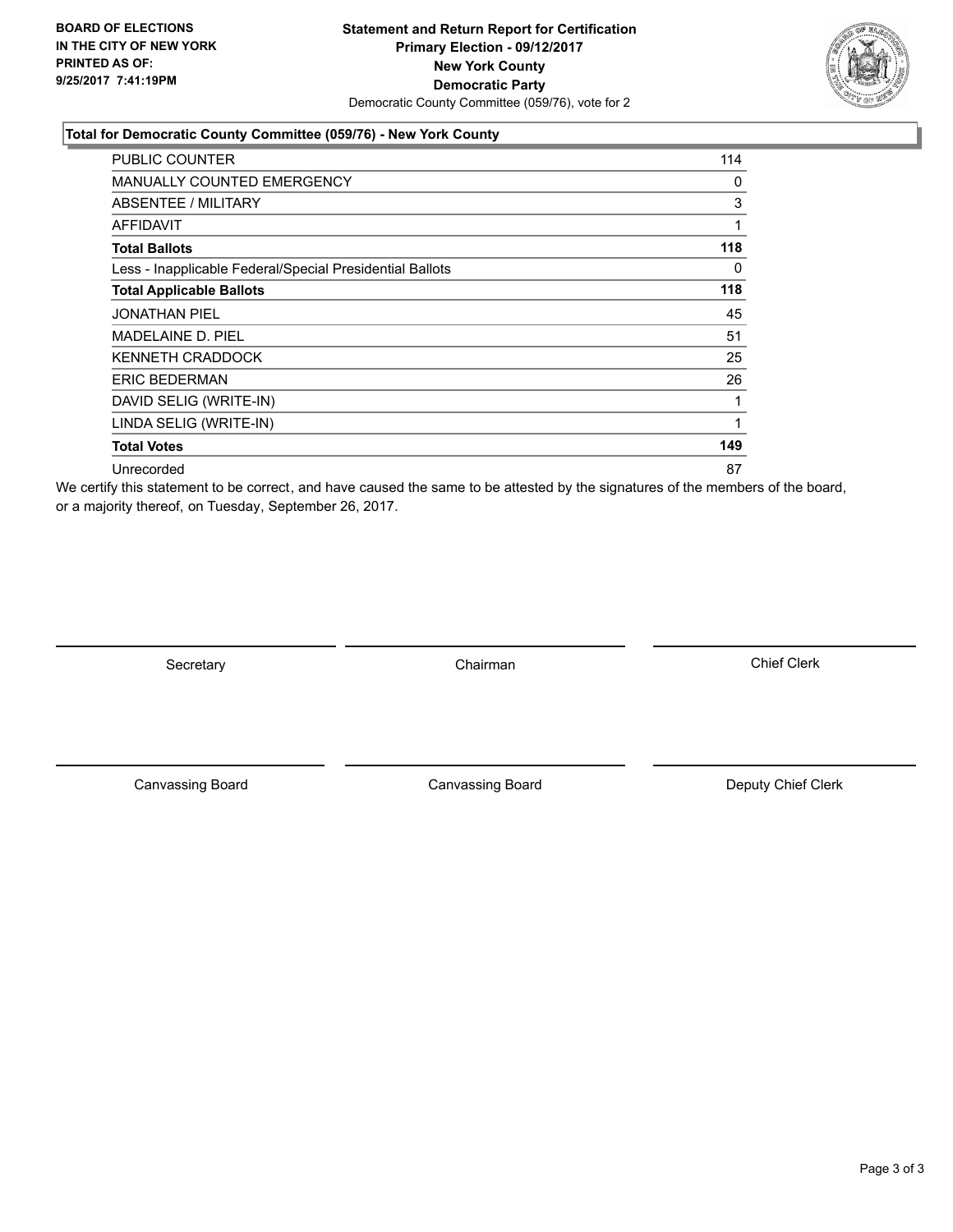**BOARD OF ELECTIONS IN THE CITY OF NEW YORK PRINTED AS OF: 9/25/2017 7:41:19PM**

**Statement and Return Report for Certification**
**Primary Election - 09/12/2017**
**New York County**
**Democratic Party**
Democratic County Committee (059/76), vote for 2

**Total for Democratic County Committee (059/76) - New York County**

| | |
|---|---|
| PUBLIC COUNTER | 114 |
| MANUALLY COUNTED EMERGENCY | 0 |
| ABSENTEE / MILITARY | 3 |
| AFFIDAVIT | 1 |
| **Total Ballots** | **118** |
| Less - Inapplicable Federal/Special Presidential Ballots | 0 |
| **Total Applicable Ballots** | **118** |
| JONATHAN PIEL | 45 |
| MADELAINE D. PIEL | 51 |
| KENNETH CRADDOCK | 25 |
| ERIC BEDERMAN | 26 |
| DAVID SELIG (WRITE-IN) | 1 |
| LINDA SELIG (WRITE-IN) | 1 |
| **Total Votes** | **149** |
| Unrecorded | 87 |

We certify this statement to be correct, and have caused the same to be attested by the signatures of the members of the board, or a majority thereof, on Tuesday, September 26, 2017.

Secretary

Chairman

Chief Clerk

Canvassing Board

Canvassing Board

Deputy Chief Clerk